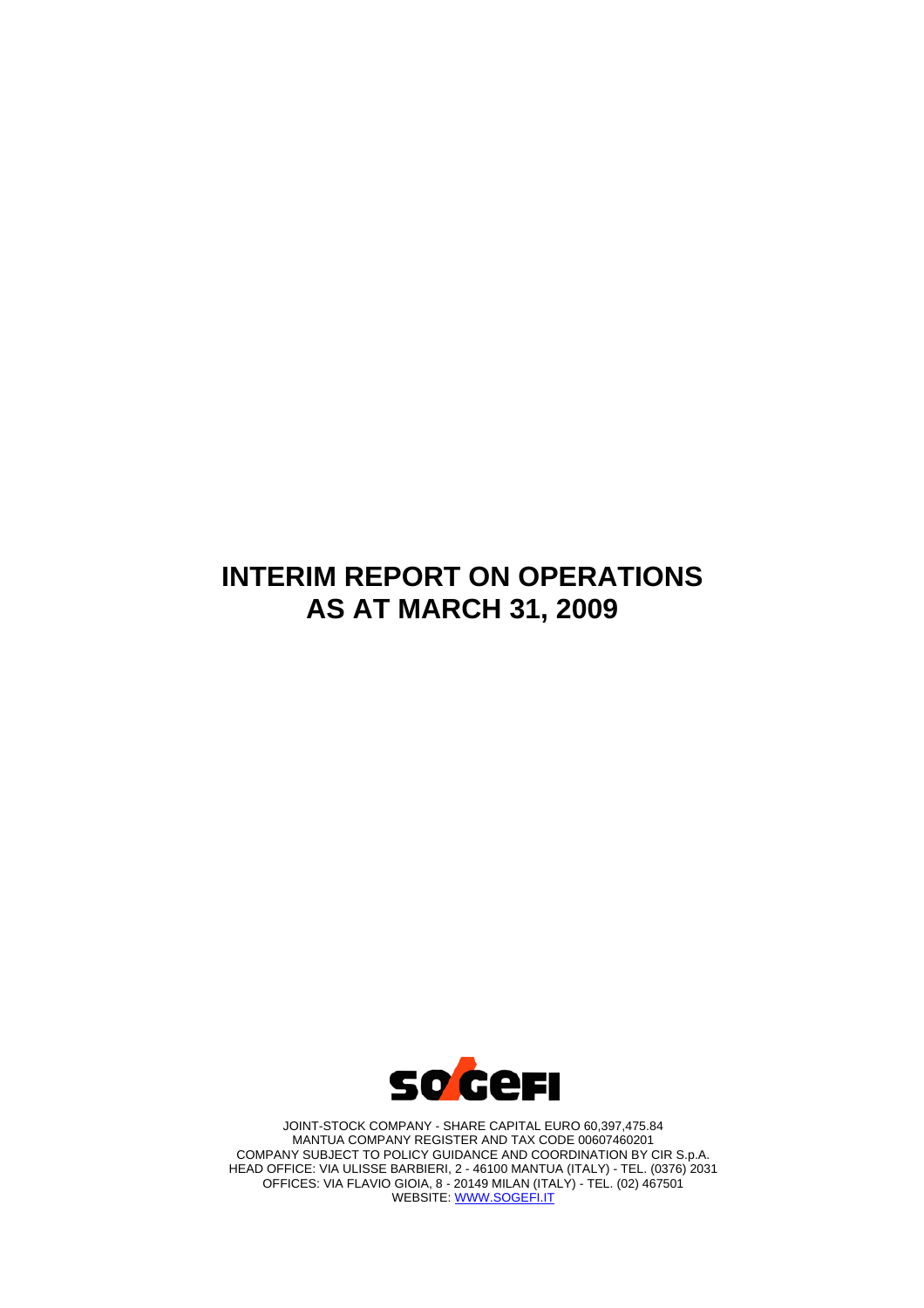# INTERIM REPORT ON OPERATIONS AS AT MARCH 31, 2009

SOGEFI

JOINT-STOCK COMPANY - SHARE CAPITAL EURO 60,397,475.84
MANTUA COMPANY REGISTER AND TAX CODE 00607460201
COMPANY SUBJECT TO POLICY GUIDANCE AND COORDINATION BY CIR S.p.A.
HEAD OFFICE: VIA ULISSE BARBIERI, 2 - 46100 MANTUA (ITALY) - TEL. (0376) 2031
OFFICES: VIA FLAVIO GIOIA, 8 - 20149 MILAN (ITALY) - TEL. (02) 467501
WEBSITE: WWW.SOGEFI.IT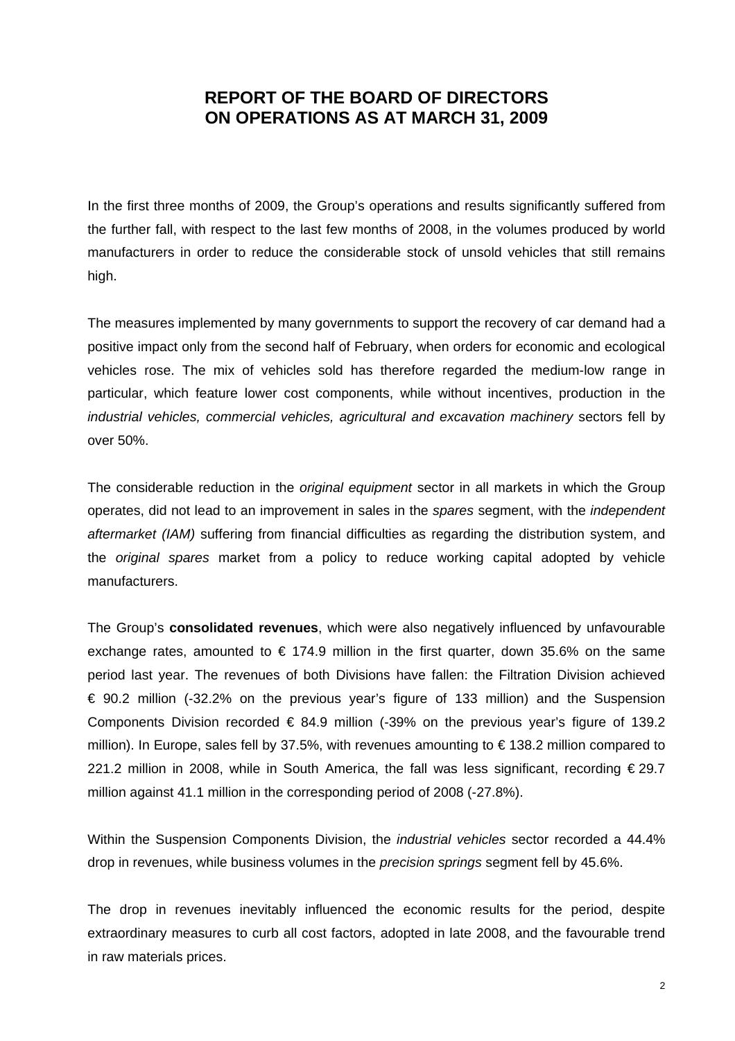# REPORT OF THE BOARD OF DIRECTORS ON OPERATIONS AS AT MARCH 31, 2009

In the first three months of 2009, the Group's operations and results significantly suffered from the further fall, with respect to the last few months of 2008, in the volumes produced by world manufacturers in order to reduce the considerable stock of unsold vehicles that still remains high.

The measures implemented by many governments to support the recovery of car demand had a positive impact only from the second half of February, when orders for economic and ecological vehicles rose. The mix of vehicles sold has therefore regarded the medium-low range in particular, which feature lower cost components, while without incentives, production in the *industrial vehicles, commercial vehicles, agricultural and excavation machinery* sectors fell by over 50%.

The considerable reduction in the *original equipment* sector in all markets in which the Group operates, did not lead to an improvement in sales in the *spares* segment, with the *independent aftermarket (IAM)* suffering from financial difficulties as regarding the distribution system, and the *original spares* market from a policy to reduce working capital adopted by vehicle manufacturers.

The Group's **consolidated revenues**, which were also negatively influenced by unfavourable exchange rates, amounted to € 174.9 million in the first quarter, down 35.6% on the same period last year. The revenues of both Divisions have fallen: the Filtration Division achieved € 90.2 million (-32.2% on the previous year's figure of 133 million) and the Suspension Components Division recorded € 84.9 million (-39% on the previous year's figure of 139.2 million). In Europe, sales fell by 37.5%, with revenues amounting to € 138.2 million compared to 221.2 million in 2008, while in South America, the fall was less significant, recording € 29.7 million against 41.1 million in the corresponding period of 2008 (-27.8%).

Within the Suspension Components Division, the *industrial vehicles* sector recorded a 44.4% drop in revenues, while business volumes in the *precision springs* segment fell by 45.6%.

The drop in revenues inevitably influenced the economic results for the period, despite extraordinary measures to curb all cost factors, adopted in late 2008, and the favourable trend in raw materials prices.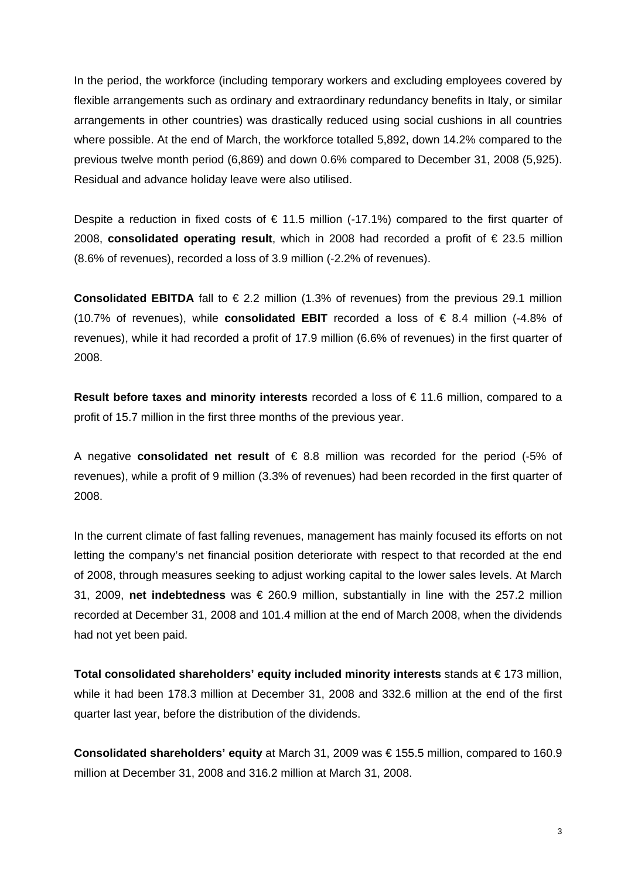In the period, the workforce (including temporary workers and excluding employees covered by flexible arrangements such as ordinary and extraordinary redundancy benefits in Italy, or similar arrangements in other countries) was drastically reduced using social cushions in all countries where possible. At the end of March, the workforce totalled 5,892, down 14.2% compared to the previous twelve month period (6,869) and down 0.6% compared to December 31, 2008 (5,925). Residual and advance holiday leave were also utilised.

Despite a reduction in fixed costs of € 11.5 million (-17.1%) compared to the first quarter of 2008, **consolidated operating result**, which in 2008 had recorded a profit of € 23.5 million (8.6% of revenues), recorded a loss of 3.9 million (-2.2% of revenues).

**Consolidated EBITDA** fall to € 2.2 million (1.3% of revenues) from the previous 29.1 million (10.7% of revenues), while **consolidated EBIT** recorded a loss of € 8.4 million (-4.8% of revenues), while it had recorded a profit of 17.9 million (6.6% of revenues) in the first quarter of 2008.

**Result before taxes and minority interests** recorded a loss of € 11.6 million, compared to a profit of 15.7 million in the first three months of the previous year.

A negative **consolidated net result** of € 8.8 million was recorded for the period (-5% of revenues), while a profit of 9 million (3.3% of revenues) had been recorded in the first quarter of 2008.

In the current climate of fast falling revenues, management has mainly focused its efforts on not letting the company's net financial position deteriorate with respect to that recorded at the end of 2008, through measures seeking to adjust working capital to the lower sales levels. At March 31, 2009, **net indebtedness** was € 260.9 million, substantially in line with the 257.2 million recorded at December 31, 2008 and 101.4 million at the end of March 2008, when the dividends had not yet been paid.

**Total consolidated shareholders' equity included minority interests** stands at € 173 million, while it had been 178.3 million at December 31, 2008 and 332.6 million at the end of the first quarter last year, before the distribution of the dividends.

**Consolidated shareholders' equity** at March 31, 2009 was € 155.5 million, compared to 160.9 million at December 31, 2008 and 316.2 million at March 31, 2008.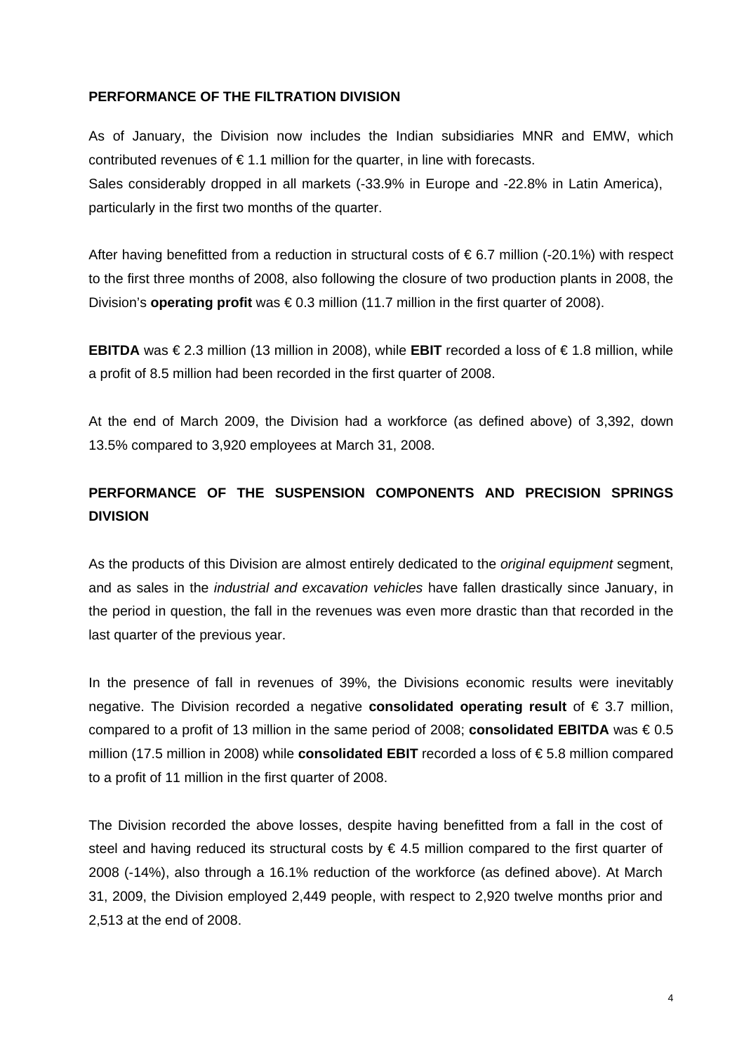**PERFORMANCE OF THE FILTRATION DIVISION**

As of January, the Division now includes the Indian subsidiaries MNR and EMW, which contributed revenues of € 1.1 million for the quarter, in line with forecasts.
Sales considerably dropped in all markets (-33.9% in Europe and -22.8% in Latin America), particularly in the first two months of the quarter.

After having benefitted from a reduction in structural costs of € 6.7 million (-20.1%) with respect to the first three months of 2008, also following the closure of two production plants in 2008, the Division's **operating profit** was € 0.3 million (11.7 million in the first quarter of 2008).

**EBITDA** was € 2.3 million (13 million in 2008), while **EBIT** recorded a loss of € 1.8 million, while a profit of 8.5 million had been recorded in the first quarter of 2008.

At the end of March 2009, the Division had a workforce (as defined above) of 3,392, down 13.5% compared to 3,920 employees at March 31, 2008.

**PERFORMANCE OF THE SUSPENSION COMPONENTS AND PRECISION SPRINGS DIVISION**

As the products of this Division are almost entirely dedicated to the *original equipment* segment, and as sales in the *industrial and excavation vehicles* have fallen drastically since January, in the period in question, the fall in the revenues was even more drastic than that recorded in the last quarter of the previous year.

In the presence of fall in revenues of 39%, the Divisions economic results were inevitably negative. The Division recorded a negative **consolidated operating result** of € 3.7 million, compared to a profit of 13 million in the same period of 2008; **consolidated EBITDA** was € 0.5 million (17.5 million in 2008) while **consolidated EBIT** recorded a loss of € 5.8 million compared to a profit of 11 million in the first quarter of 2008.

The Division recorded the above losses, despite having benefitted from a fall in the cost of steel and having reduced its structural costs by € 4.5 million compared to the first quarter of 2008 (-14%), also through a 16.1% reduction of the workforce (as defined above). At March 31, 2009, the Division employed 2,449 people, with respect to 2,920 twelve months prior and 2,513 at the end of 2008.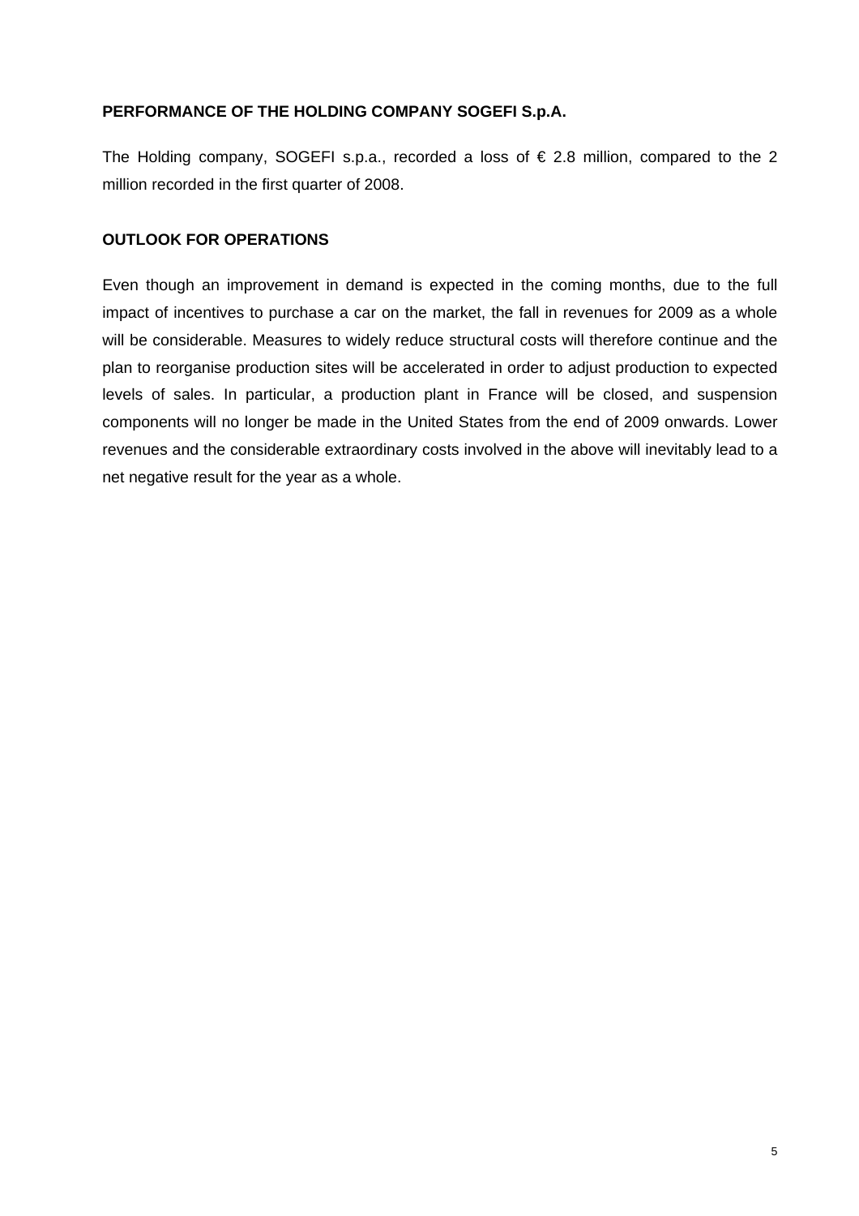## PERFORMANCE OF THE HOLDING COMPANY SOGEFI S.p.A.

The Holding company, SOGEFI s.p.a., recorded a loss of € 2.8 million, compared to the 2 million recorded in the first quarter of 2008.

## OUTLOOK FOR OPERATIONS

Even though an improvement in demand is expected in the coming months, due to the full impact of incentives to purchase a car on the market, the fall in revenues for 2009 as a whole will be considerable. Measures to widely reduce structural costs will therefore continue and the plan to reorganise production sites will be accelerated in order to adjust production to expected levels of sales. In particular, a production plant in France will be closed, and suspension components will no longer be made in the United States from the end of 2009 onwards. Lower revenues and the considerable extraordinary costs involved in the above will inevitably lead to a net negative result for the year as a whole.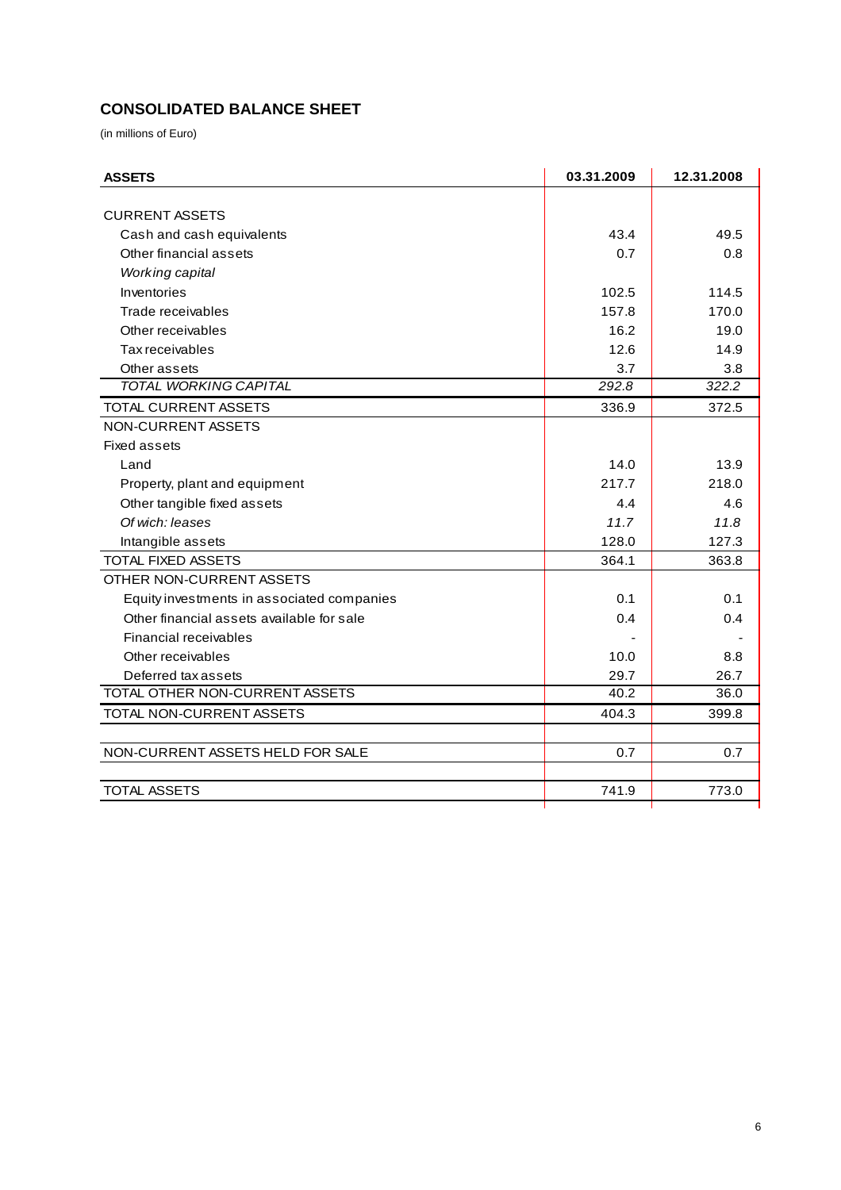## CONSOLIDATED BALANCE SHEET

(in millions of Euro)

| ASSETS | 03.31.2009 | 12.31.2008 |
|---|---|---|
| CURRENT ASSETS | | |
| Cash and cash equivalents | 43.4 | 49.5 |
| Other financial assets | 0.7 | 0.8 |
| *Working capital* | | |
| Inventories | 102.5 | 114.5 |
| Trade receivables | 157.8 | 170.0 |
| Other receivables | 16.2 | 19.0 |
| Tax receivables | 12.6 | 14.9 |
| Other assets | 3.7 | 3.8 |
| *TOTAL WORKING CAPITAL* | *292.8* | *322.2* |
| TOTAL CURRENT ASSETS | 336.9 | 372.5 |
| NON-CURRENT ASSETS | | |
| Fixed assets | | |
| Land | 14.0 | 13.9 |
| Property, plant and equipment | 217.7 | 218.0 |
| Other tangible fixed assets | 4.4 | 4.6 |
| *Of wich: leases* | *11.7* | *11.8* |
| Intangible assets | 128.0 | 127.3 |
| TOTAL FIXED ASSETS | 364.1 | 363.8 |
| OTHER NON-CURRENT ASSETS | | |
| Equity investments in associated companies | 0.1 | 0.1 |
| Other financial assets available for sale | 0.4 | 0.4 |
| Financial receivables | - | - |
| Other receivables | 10.0 | 8.8 |
| Deferred tax assets | 29.7 | 26.7 |
| TOTAL OTHER NON-CURRENT ASSETS | 40.2 | 36.0 |
| TOTAL NON-CURRENT ASSETS | 404.3 | 399.8 |
| NON-CURRENT ASSETS HELD FOR SALE | 0.7 | 0.7 |
| TOTAL ASSETS | 741.9 | 773.0 |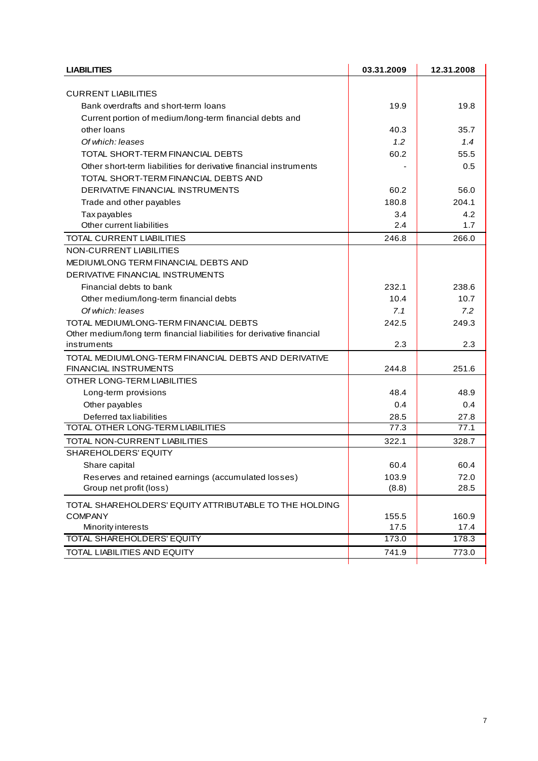| LIABILITIES | 03.31.2009 | 12.31.2008 |
|---|---|---|
| CURRENT LIABILITIES | | |
| Bank overdrafts and short-term loans | 19.9 | 19.8 |
| Current portion of medium/long-term financial debts and other loans | 40.3 | 35.7 |
| *Of which: leases* | *1.2* | *1.4* |
| TOTAL SHORT-TERM FINANCIAL DEBTS | 60.2 | 55.5 |
| Other short-term liabilities for derivative financial instruments | - | 0.5 |
| TOTAL SHORT-TERM FINANCIAL DEBTS AND DERIVATIVE FINANCIAL INSTRUMENTS | 60.2 | 56.0 |
| Trade and other payables | 180.8 | 204.1 |
| Tax payables | 3.4 | 4.2 |
| Other current liabilities | 2.4 | 1.7 |
| TOTAL CURRENT LIABILITIES | 246.8 | 266.0 |
| NON-CURRENT LIABILITIES | | |
| MEDIUM/LONG TERM FINANCIAL DEBTS AND DERIVATIVE FINANCIAL INSTRUMENTS | | |
| Financial debts to bank | 232.1 | 238.6 |
| Other medium/long-term financial debts | 10.4 | 10.7 |
| *Of which: leases* | *7.1* | *7.2* |
| TOTAL MEDIUM/LONG-TERM FINANCIAL DEBTS | 242.5 | 249.3 |
| Other medium/long term financial liabilities for derivative financial instruments | 2.3 | 2.3 |
| TOTAL MEDIUM/LONG-TERM FINANCIAL DEBTS AND DERIVATIVE FINANCIAL INSTRUMENTS | 244.8 | 251.6 |
| OTHER LONG-TERM LIABILITIES | | |
| Long-term provisions | 48.4 | 48.9 |
| Other payables | 0.4 | 0.4 |
| Deferred tax liabilities | 28.5 | 27.8 |
| TOTAL OTHER LONG-TERM LIABILITIES | 77.3 | 77.1 |
| TOTAL NON-CURRENT LIABILITIES | 322.1 | 328.7 |
| SHAREHOLDERS' EQUITY | | |
| Share capital | 60.4 | 60.4 |
| Reserves and retained earnings (accumulated losses) | 103.9 | 72.0 |
| Group net profit (loss) | (8.8) | 28.5 |
| TOTAL SHAREHOLDERS' EQUITY ATTRIBUTABLE TO THE HOLDING COMPANY | 155.5 | 160.9 |
| Minority interests | 17.5 | 17.4 |
| TOTAL SHAREHOLDERS' EQUITY | 173.0 | 178.3 |
| TOTAL LIABILITIES AND EQUITY | 741.9 | 773.0 |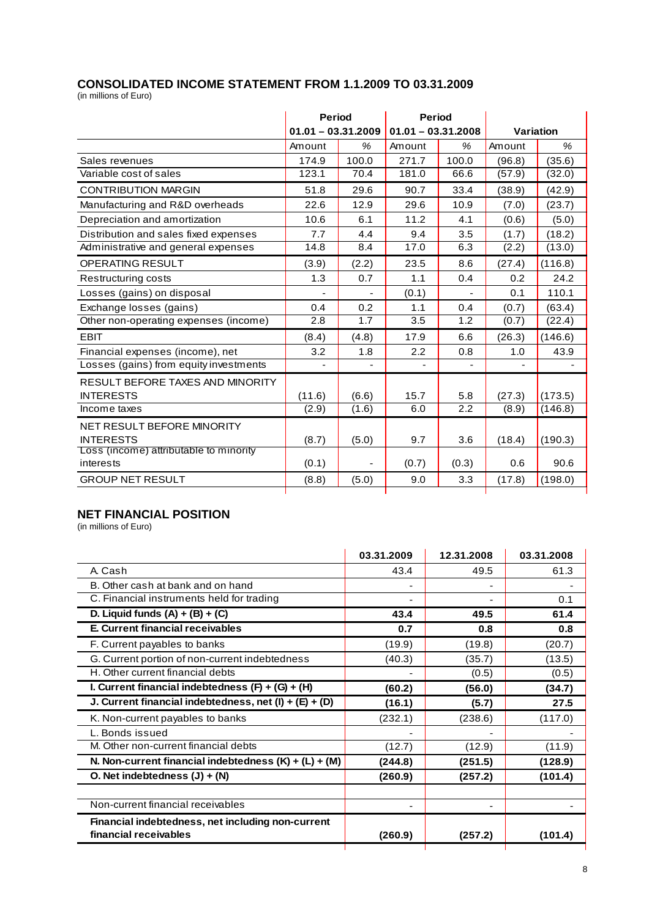## CONSOLIDATED INCOME STATEMENT FROM 1.1.2009 TO 03.31.2009

(in millions of Euro)

| | Period 01.01 – 03.31.2009 | | Period 01.01 – 03.31.2008 | | Variation | |
|---|---|---|---|---|---|---|
| | Amount | % | Amount | % | Amount | % |
| Sales revenues | 174.9 | 100.0 | 271.7 | 100.0 | (96.8) | (35.6) |
| Variable cost of sales | 123.1 | 70.4 | 181.0 | 66.6 | (57.9) | (32.0) |
| CONTRIBUTION MARGIN | 51.8 | 29.6 | 90.7 | 33.4 | (38.9) | (42.9) |
| Manufacturing and R&D overheads | 22.6 | 12.9 | 29.6 | 10.9 | (7.0) | (23.7) |
| Depreciation and amortization | 10.6 | 6.1 | 11.2 | 4.1 | (0.6) | (5.0) |
| Distribution and sales fixed expenses | 7.7 | 4.4 | 9.4 | 3.5 | (1.7) | (18.2) |
| Administrative and general expenses | 14.8 | 8.4 | 17.0 | 6.3 | (2.2) | (13.0) |
| OPERATING RESULT | (3.9) | (2.2) | 23.5 | 8.6 | (27.4) | (116.8) |
| Restructuring costs | 1.3 | 0.7 | 1.1 | 0.4 | 0.2 | 24.2 |
| Losses (gains) on disposal | - | - | (0.1) | - | 0.1 | 110.1 |
| Exchange losses (gains) | 0.4 | 0.2 | 1.1 | 0.4 | (0.7) | (63.4) |
| Other non-operating expenses (income) | 2.8 | 1.7 | 3.5 | 1.2 | (0.7) | (22.4) |
| EBIT | (8.4) | (4.8) | 17.9 | 6.6 | (26.3) | (146.6) |
| Financial expenses (income), net | 3.2 | 1.8 | 2.2 | 0.8 | 1.0 | 43.9 |
| Losses (gains) from equity investments | - | - | - | - | - | - |
| RESULT BEFORE TAXES AND MINORITY INTERESTS | (11.6) | (6.6) | 15.7 | 5.8 | (27.3) | (173.5) |
| Income taxes | (2.9) | (1.6) | 6.0 | 2.2 | (8.9) | (146.8) |
| NET RESULT BEFORE MINORITY INTERESTS | (8.7) | (5.0) | 9.7 | 3.6 | (18.4) | (190.3) |
| Loss (income) attributable to minority interests | (0.1) | - | (0.7) | (0.3) | 0.6 | 90.6 |
| GROUP NET RESULT | (8.8) | (5.0) | 9.0 | 3.3 | (17.8) | (198.0) |

## NET FINANCIAL POSITION

(in millions of Euro)

| | 03.31.2009 | 12.31.2008 | 03.31.2008 |
|---|---|---|---|
| A. Cash | 43.4 | 49.5 | 61.3 |
| B. Other cash at bank and on hand | - | - | - |
| C. Financial instruments held for trading | - | - | 0.1 |
| **D. Liquid funds (A) + (B) + (C)** | **43.4** | **49.5** | **61.4** |
| **E. Current financial receivables** | **0.7** | **0.8** | **0.8** |
| F. Current payables to banks | (19.9) | (19.8) | (20.7) |
| G. Current portion of non-current indebtedness | (40.3) | (35.7) | (13.5) |
| H. Other current financial debts | - | (0.5) | (0.5) |
| **I. Current financial indebtedness (F) + (G) + (H)** | **(60.2)** | **(56.0)** | **(34.7)** |
| **J. Current financial indebtedness, net (I) + (E) + (D)** | **(16.1)** | **(5.7)** | **27.5** |
| K. Non-current payables to banks | (232.1) | (238.6) | (117.0) |
| L. Bonds issued | - | - | - |
| M. Other non-current financial debts | (12.7) | (12.9) | (11.9) |
| **N. Non-current financial indebtedness (K) + (L) + (M)** | **(244.8)** | **(251.5)** | **(128.9)** |
| **O. Net indebtedness (J) + (N)** | **(260.9)** | **(257.2)** | **(101.4)** |
| | | | |
| Non-current financial receivables | - | - | - |
| **Financial indebtedness, net including non-current financial receivables** | **(260.9)** | **(257.2)** | **(101.4)** |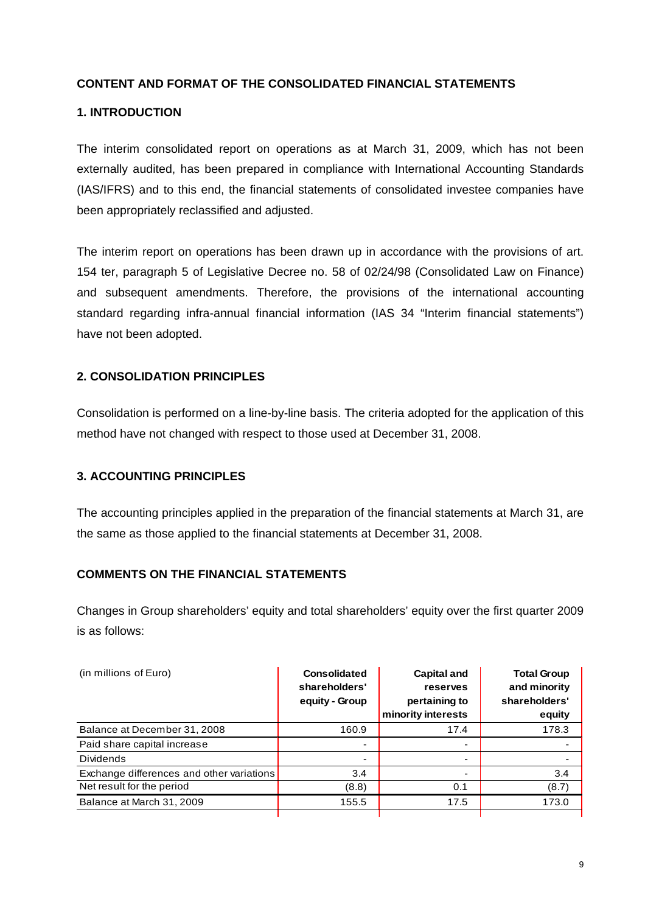## CONTENT AND FORMAT OF THE CONSOLIDATED FINANCIAL STATEMENTS

### 1. INTRODUCTION

The interim consolidated report on operations as at March 31, 2009, which has not been externally audited, has been prepared in compliance with International Accounting Standards (IAS/IFRS) and to this end, the financial statements of consolidated investee companies have been appropriately reclassified and adjusted.

The interim report on operations has been drawn up in accordance with the provisions of art. 154 ter, paragraph 5 of Legislative Decree no. 58 of 02/24/98 (Consolidated Law on Finance) and subsequent amendments. Therefore, the provisions of the international accounting standard regarding infra-annual financial information (IAS 34 "Interim financial statements") have not been adopted.

### 2. CONSOLIDATION PRINCIPLES

Consolidation is performed on a line-by-line basis. The criteria adopted for the application of this method have not changed with respect to those used at December 31, 2008.

### 3. ACCOUNTING PRINCIPLES

The accounting principles applied in the preparation of the financial statements at March 31, are the same as those applied to the financial statements at December 31, 2008.

## COMMENTS ON THE FINANCIAL STATEMENTS

Changes in Group shareholders' equity and total shareholders' equity over the first quarter 2009 is as follows:

| (in millions of Euro) | Consolidated shareholders' equity - Group | Capital and reserves pertaining to minority interests | Total Group and minority shareholders' equity |
|---|---|---|---|
| Balance at December 31, 2008 | 160.9 | 17.4 | 178.3 |
| Paid share capital increase | - | - | - |
| Dividends | - | - | - |
| Exchange differences and other variations | 3.4 | - | 3.4 |
| Net result for the period | (8.8) | 0.1 | (8.7) |
| Balance at March 31, 2009 | 155.5 | 17.5 | 173.0 |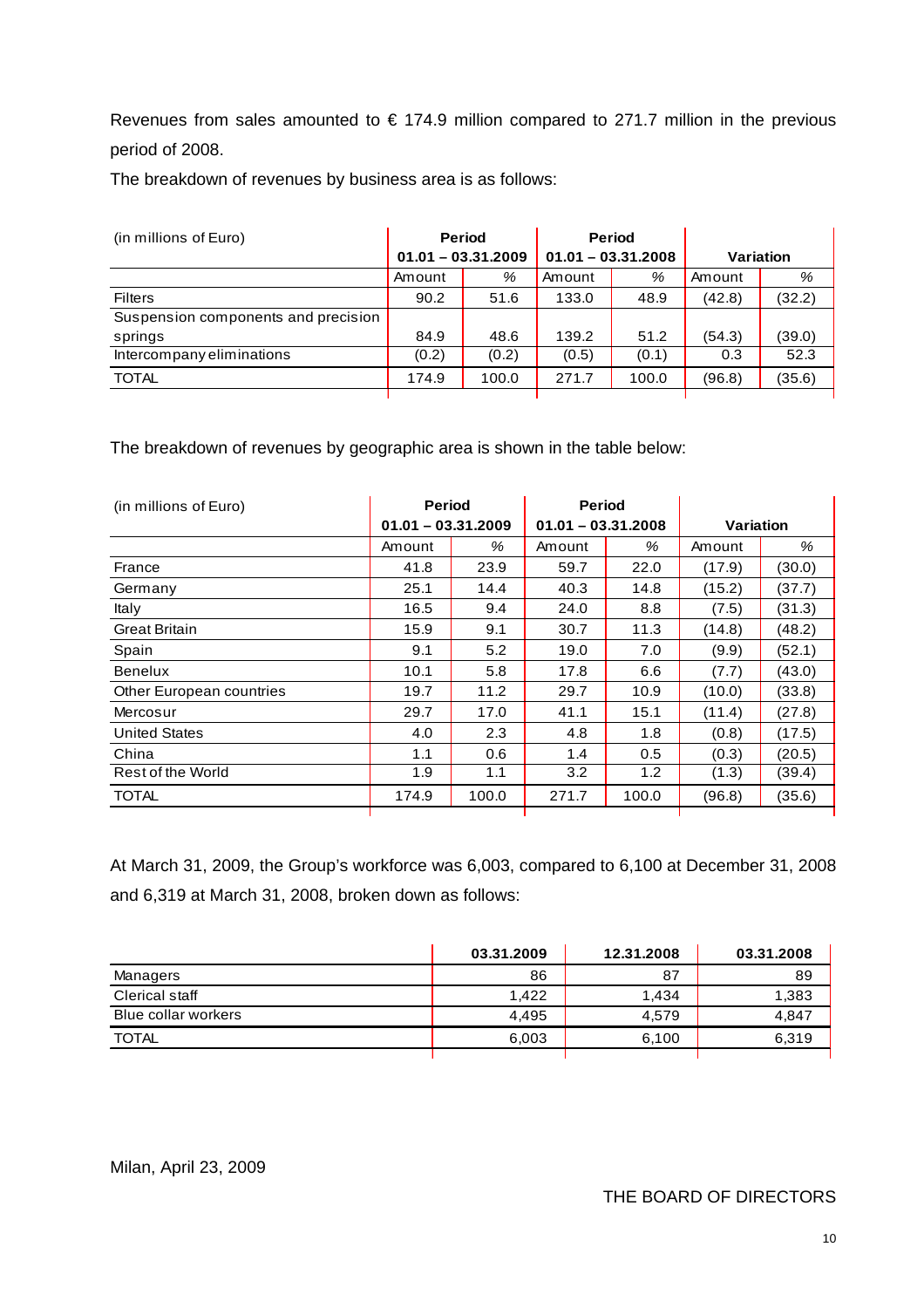Revenues from sales amounted to € 174.9 million compared to 271.7 million in the previous period of 2008.

The breakdown of revenues by business area is as follows:

| (in millions of Euro) | Period 01.01 – 03.31.2009 | | Period 01.01 – 03.31.2008 | | Variation | |
|---|---|---|---|---|---|---|
| | Amount | % | Amount | % | Amount | % |
| Filters | 90.2 | 51.6 | 133.0 | 48.9 | (42.8) | (32.2) |
| Suspension components and precision springs | 84.9 | 48.6 | 139.2 | 51.2 | (54.3) | (39.0) |
| Intercompany eliminations | (0.2) | (0.2) | (0.5) | (0.1) | 0.3 | 52.3 |
| TOTAL | 174.9 | 100.0 | 271.7 | 100.0 | (96.8) | (35.6) |

The breakdown of revenues by geographic area is shown in the table below:

| (in millions of Euro) | Period 01.01 – 03.31.2009 | | Period 01.01 – 03.31.2008 | | Variation | |
|---|---|---|---|---|---|---|
| | Amount | % | Amount | % | Amount | % |
| France | 41.8 | 23.9 | 59.7 | 22.0 | (17.9) | (30.0) |
| Germany | 25.1 | 14.4 | 40.3 | 14.8 | (15.2) | (37.7) |
| Italy | 16.5 | 9.4 | 24.0 | 8.8 | (7.5) | (31.3) |
| Great Britain | 15.9 | 9.1 | 30.7 | 11.3 | (14.8) | (48.2) |
| Spain | 9.1 | 5.2 | 19.0 | 7.0 | (9.9) | (52.1) |
| Benelux | 10.1 | 5.8 | 17.8 | 6.6 | (7.7) | (43.0) |
| Other European countries | 19.7 | 11.2 | 29.7 | 10.9 | (10.0) | (33.8) |
| Mercosur | 29.7 | 17.0 | 41.1 | 15.1 | (11.4) | (27.8) |
| United States | 4.0 | 2.3 | 4.8 | 1.8 | (0.8) | (17.5) |
| China | 1.1 | 0.6 | 1.4 | 0.5 | (0.3) | (20.5) |
| Rest of the World | 1.9 | 1.1 | 3.2 | 1.2 | (1.3) | (39.4) |
| TOTAL | 174.9 | 100.0 | 271.7 | 100.0 | (96.8) | (35.6) |

At March 31, 2009, the Group's workforce was 6,003, compared to 6,100 at December 31, 2008 and 6,319 at March 31, 2008, broken down as follows:

| | 03.31.2009 | 12.31.2008 | 03.31.2008 |
|---|---|---|---|
| Managers | 86 | 87 | 89 |
| Clerical staff | 1,422 | 1,434 | 1,383 |
| Blue collar workers | 4,495 | 4,579 | 4,847 |
| TOTAL | 6,003 | 6,100 | 6,319 |

Milan, April 23, 2009

THE BOARD OF DIRECTORS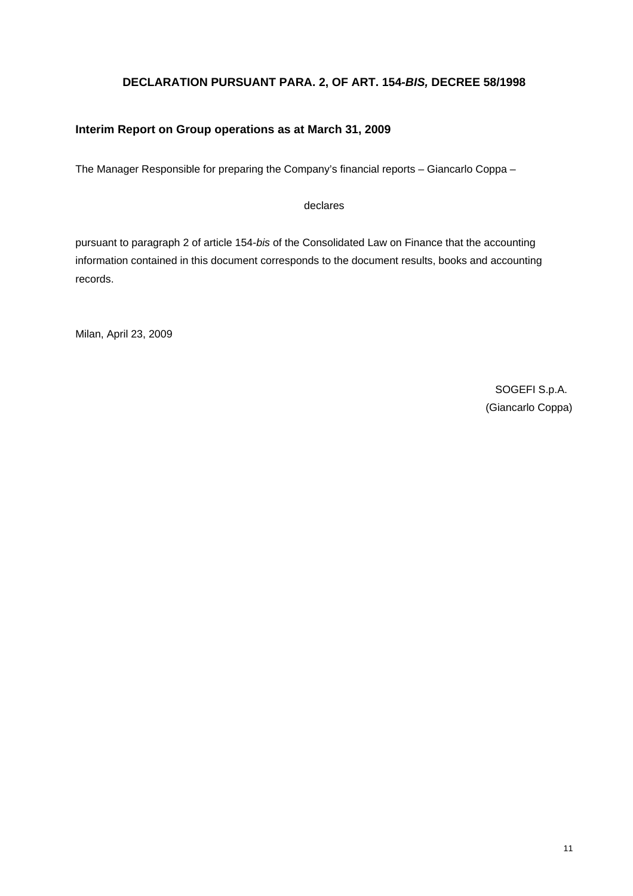## DECLARATION PURSUANT PARA. 2, OF ART. 154-*BIS,* DECREE 58/1998

### Interim Report on Group operations as at March 31, 2009

The Manager Responsible for preparing the Company's financial reports – Giancarlo Coppa –

declares

pursuant to paragraph 2 of article 154-*bis* of the Consolidated Law on Finance that the accounting information contained in this document corresponds to the document results, books and accounting records.

Milan, April 23, 2009

SOGEFI S.p.A.
(Giancarlo Coppa)